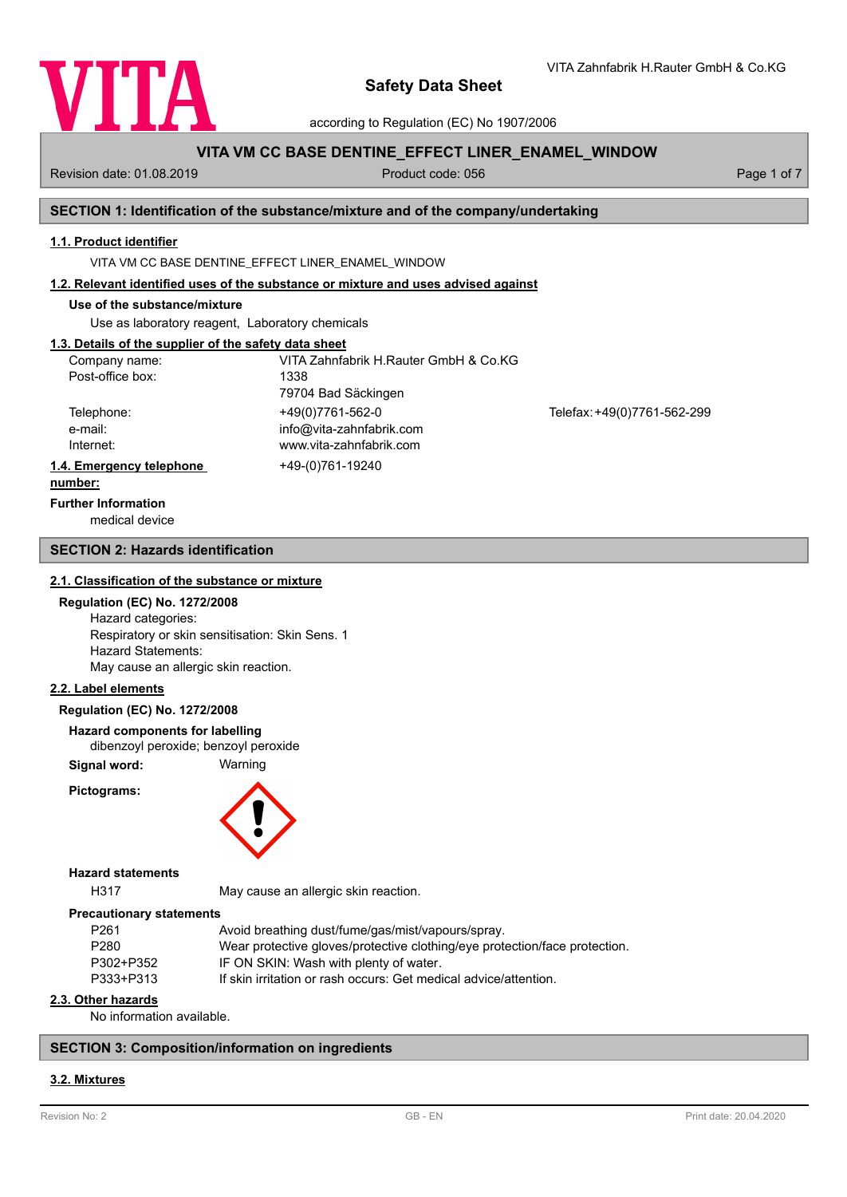# Safety Data Sheet

according to Regulation (EC) No 1907/2006

VITA Zahnfabrik H.Rauter GmbH & Co.KG

**VITA VM CC BASE DENTINE_EFFECT LINER_ENAMEL_WINDOW**

Revision date: 01.08.2019 | Product code: 056

## SECTION 1: Identification of the substance/mixture and of the company/undertaking

### 1.1. Product identifier

VITA VM CC BASE DENTINE_EFFECT LINER_ENAMEL_WINDOW

### 1.2. Relevant identified uses of the substance or mixture and uses advised against

**Use of the substance/mixture**

Use as laboratory reagent, Laboratory chemicals

### 1.3. Details of the supplier of the safety data sheet

| | | |
|---|---|---|
| Company name: | VITA Zahnfabrik H.Rauter GmbH & Co.KG | |
| Post-office box: | 1338 | |
| | 79704 Bad Säckingen | |
| Telephone: | +49(0)7761-562-0 | Telefax: +49(0)7761-562-299 |
| e-mail: | info@vita-zahnfabrik.com | |
| Internet: | www.vita-zahnfabrik.com | |

### 1.4. Emergency telephone number:

+49-(0)761-19240

**Further Information**

medical device

## SECTION 2: Hazards identification

### 2.1. Classification of the substance or mixture

**Regulation (EC) No. 1272/2008**

Hazard categories:
Respiratory or skin sensitisation: Skin Sens. 1
Hazard Statements:
May cause an allergic skin reaction.

### 2.2. Label elements

**Regulation (EC) No. 1272/2008**

**Hazard components for labelling**

dibenzoyl peroxide; benzoyl peroxide

**Signal word:** Warning

**Pictograms:**

**Hazard statements**

| | |
|---|---|
| H317 | May cause an allergic skin reaction. |

**Precautionary statements**

| | |
|---|---|
| P261 | Avoid breathing dust/fume/gas/mist/vapours/spray. |
| P280 | Wear protective gloves/protective clothing/eye protection/face protection. |
| P302+P352 | IF ON SKIN: Wash with plenty of water. |
| P333+P313 | If skin irritation or rash occurs: Get medical advice/attention. |

### 2.3. Other hazards

No information available.

## SECTION 3: Composition/information on ingredients

### 3.2. Mixtures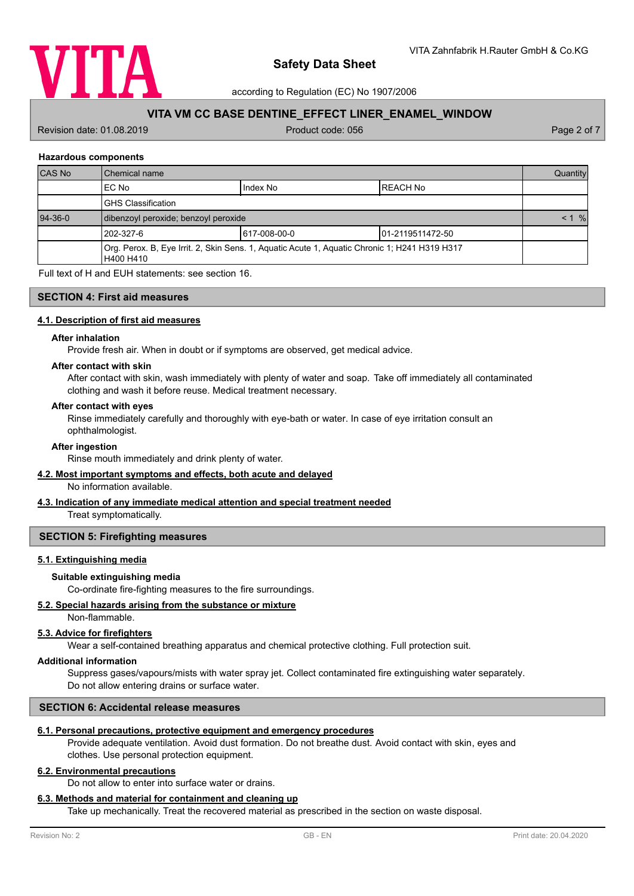#### Hazardous components

| CAS No | Chemical name | | | Quantity |
|---|---|---|---|---|
| | EC No | Index No | REACH No | |
| | GHS Classification | | | |
| 94-36-0 | dibenzoyl peroxide; benzoyl peroxide | | | < 1 % |
| | 202-327-6 | 617-008-00-0 | 01-2119511472-50 | |
| | Org. Perox. B, Eye Irrit. 2, Skin Sens. 1, Aquatic Acute 1, Aquatic Chronic 1; H241 H319 H317 H400 H410 | | | |

Full text of H and EUH statements: see section 16.

## SECTION 4: First aid measures

### 4.1. Description of first aid measures

**After inhalation**

Provide fresh air. When in doubt or if symptoms are observed, get medical advice.

**After contact with skin**

After contact with skin, wash immediately with plenty of water and soap. Take off immediately all contaminated clothing and wash it before reuse. Medical treatment necessary.

**After contact with eyes**

Rinse immediately carefully and thoroughly with eye-bath or water. In case of eye irritation consult an ophthalmologist.

**After ingestion**

Rinse mouth immediately and drink plenty of water.

### 4.2. Most important symptoms and effects, both acute and delayed

No information available.

### 4.3. Indication of any immediate medical attention and special treatment needed

Treat symptomatically.

## SECTION 5: Firefighting measures

### 5.1. Extinguishing media

**Suitable extinguishing media**

Co-ordinate fire-fighting measures to the fire surroundings.

### 5.2. Special hazards arising from the substance or mixture

Non-flammable.

### 5.3. Advice for firefighters

Wear a self-contained breathing apparatus and chemical protective clothing. Full protection suit.

**Additional information**

Suppress gases/vapours/mists with water spray jet. Collect contaminated fire extinguishing water separately. Do not allow entering drains or surface water.

## SECTION 6: Accidental release measures

### 6.1. Personal precautions, protective equipment and emergency procedures

Provide adequate ventilation. Avoid dust formation. Do not breathe dust. Avoid contact with skin, eyes and clothes. Use personal protection equipment.

### 6.2. Environmental precautions

Do not allow to enter into surface water or drains.

### 6.3. Methods and material for containment and cleaning up

Take up mechanically. Treat the recovered material as prescribed in the section on waste disposal.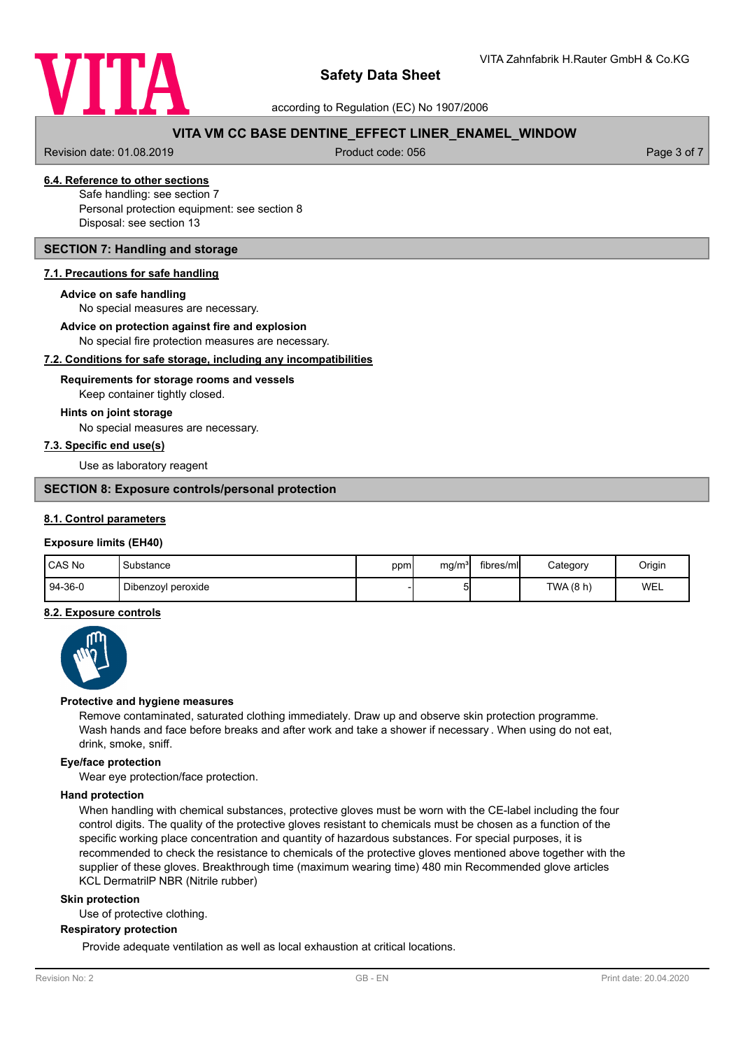#### 6.4. Reference to other sections

Safe handling: see section 7
Personal protection equipment: see section 8
Disposal: see section 13

## SECTION 7: Handling and storage

### 7.1. Precautions for safe handling

**Advice on safe handling**

No special measures are necessary.

**Advice on protection against fire and explosion**

No special fire protection measures are necessary.

### 7.2. Conditions for safe storage, including any incompatibilities

**Requirements for storage rooms and vessels**

Keep container tightly closed.

**Hints on joint storage**

No special measures are necessary.

### 7.3. Specific end use(s)

Use as laboratory reagent

## SECTION 8: Exposure controls/personal protection

### 8.1. Control parameters

**Exposure limits (EH40)**

| CAS No | Substance | ppm | mg/m³ | fibres/ml | Category | Origin |
|---|---|---|---|---|---|---|
| 94-36-0 | Dibenzoyl peroxide | - | 5 | | TWA (8 h) | WEL |

### 8.2. Exposure controls

**Protective and hygiene measures**

Remove contaminated, saturated clothing immediately. Draw up and observe skin protection programme. Wash hands and face before breaks and after work and take a shower if necessary . When using do not eat, drink, smoke, sniff.

**Eye/face protection**

Wear eye protection/face protection.

**Hand protection**

When handling with chemical substances, protective gloves must be worn with the CE-label including the four control digits. The quality of the protective gloves resistant to chemicals must be chosen as a function of the specific working place concentration and quantity of hazardous substances. For special purposes, it is recommended to check the resistance to chemicals of the protective gloves mentioned above together with the supplier of these gloves. Breakthrough time (maximum wearing time) 480 min Recommended glove articles KCL DermatrilP NBR (Nitrile rubber)

**Skin protection**

Use of protective clothing.

**Respiratory protection**

Provide adequate ventilation as well as local exhaustion at critical locations.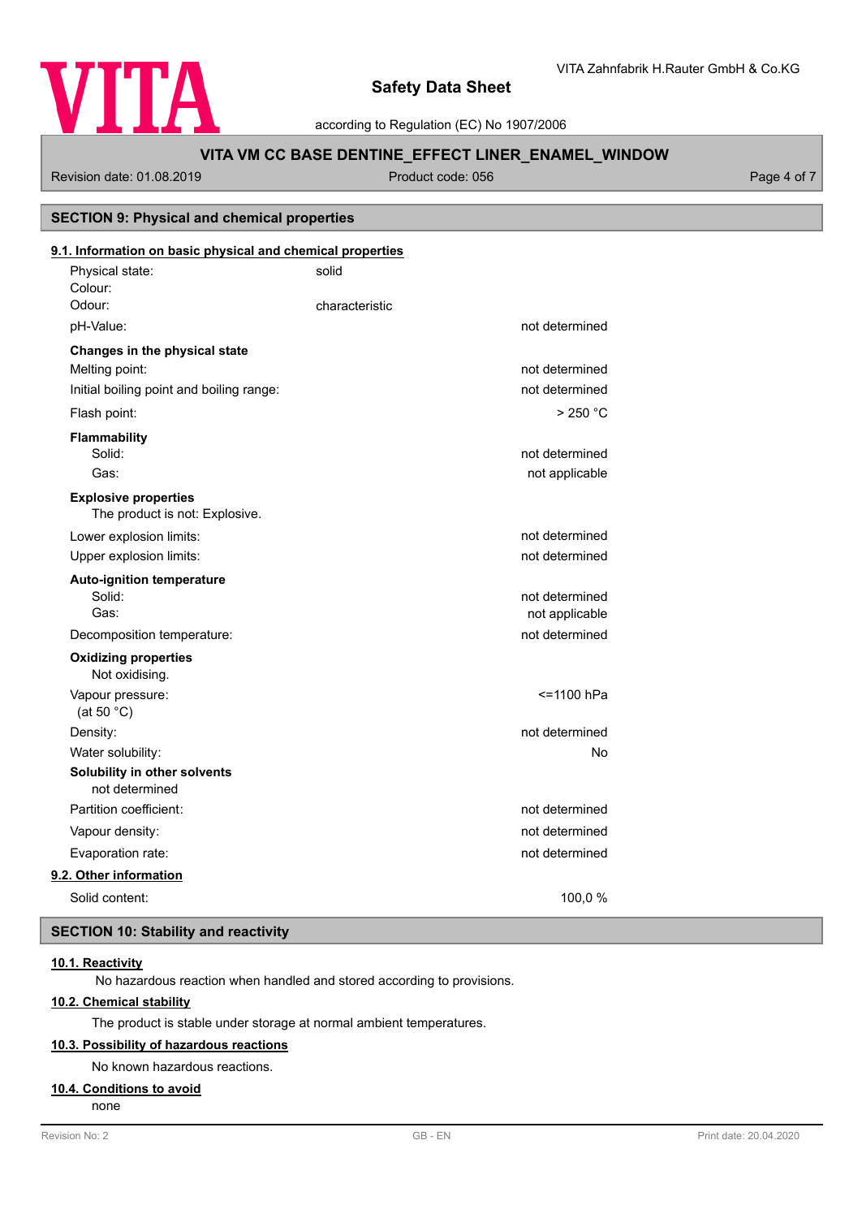## SECTION 9: Physical and chemical properties

### 9.1. Information on basic physical and chemical properties

| | | |
|---|---|---|
| Physical state: | solid | |
| Colour: | | |
| Odour: | characteristic | |
| pH-Value: | | not determined |
| **Changes in the physical state** | | |
| Melting point: | | not determined |
| Initial boiling point and boiling range: | | not determined |
| Flash point: | | > 250 °C |
| **Flammability** | | |
| Solid: | | not determined |
| Gas: | | not applicable |
| **Explosive properties** | | |
| The product is not: Explosive. | | |
| Lower explosion limits: | | not determined |
| Upper explosion limits: | | not determined |
| **Auto-ignition temperature** | | |
| Solid: | | not determined |
| Gas: | | not applicable |
| Decomposition temperature: | | not determined |
| **Oxidizing properties** | | |
| Not oxidising. | | |
| Vapour pressure: (at 50 °C) | | <=1100 hPa |
| Density: | | not determined |
| Water solubility: | | No |
| **Solubility in other solvents** | | |
| not determined | | |
| Partition coefficient: | | not determined |
| Vapour density: | | not determined |
| Evaporation rate: | | not determined |

### 9.2. Other information

| | |
|---|---|
| Solid content: | 100,0 % |

## SECTION 10: Stability and reactivity

### 10.1. Reactivity

No hazardous reaction when handled and stored according to provisions.

### 10.2. Chemical stability

The product is stable under storage at normal ambient temperatures.

### 10.3. Possibility of hazardous reactions

No known hazardous reactions.

### 10.4. Conditions to avoid

none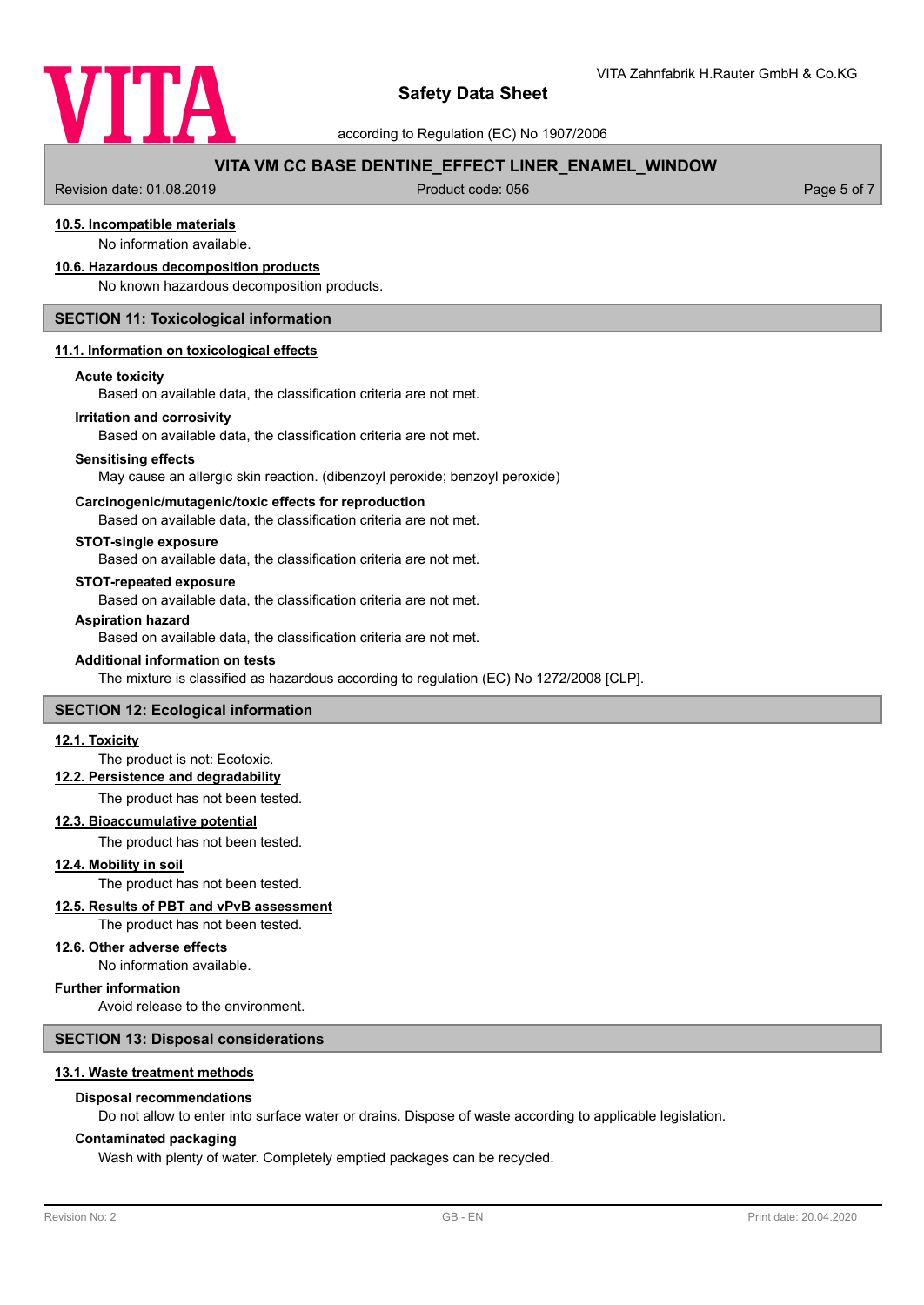#### 10.5. Incompatible materials

No information available.

#### 10.6. Hazardous decomposition products

No known hazardous decomposition products.

## SECTION 11: Toxicological information

#### 11.1. Information on toxicological effects

**Acute toxicity**

Based on available data, the classification criteria are not met.

**Irritation and corrosivity**

Based on available data, the classification criteria are not met.

**Sensitising effects**

May cause an allergic skin reaction. (dibenzoyl peroxide; benzoyl peroxide)

**Carcinogenic/mutagenic/toxic effects for reproduction**

Based on available data, the classification criteria are not met.

**STOT-single exposure**

Based on available data, the classification criteria are not met.

**STOT-repeated exposure**

Based on available data, the classification criteria are not met.

**Aspiration hazard**

Based on available data, the classification criteria are not met.

**Additional information on tests**

The mixture is classified as hazardous according to regulation (EC) No 1272/2008 [CLP].

## SECTION 12: Ecological information

#### 12.1. Toxicity

The product is not: Ecotoxic.

#### 12.2. Persistence and degradability

The product has not been tested.

#### 12.3. Bioaccumulative potential

The product has not been tested.

#### 12.4. Mobility in soil

The product has not been tested.

#### 12.5. Results of PBT and vPvB assessment

The product has not been tested.

#### 12.6. Other adverse effects

No information available.

**Further information**

Avoid release to the environment.

## SECTION 13: Disposal considerations

#### 13.1. Waste treatment methods

**Disposal recommendations**

Do not allow to enter into surface water or drains. Dispose of waste according to applicable legislation.

**Contaminated packaging**

Wash with plenty of water. Completely emptied packages can be recycled.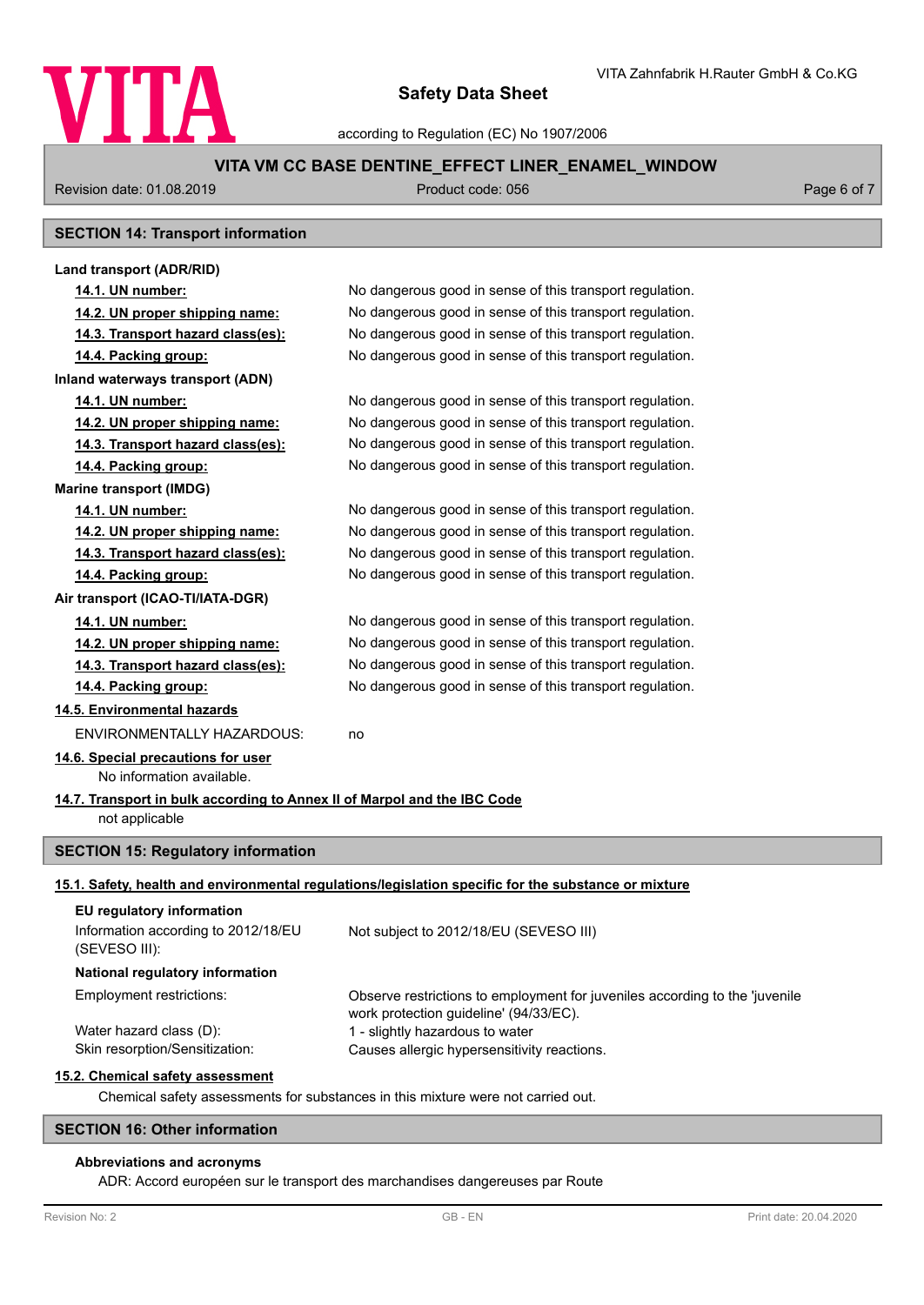## SECTION 14: Transport information

**Land transport (ADR/RID)**

| | |
|---|---|
| **14.1. UN number:** | No dangerous good in sense of this transport regulation. |
| **14.2. UN proper shipping name:** | No dangerous good in sense of this transport regulation. |
| **14.3. Transport hazard class(es):** | No dangerous good in sense of this transport regulation. |
| **14.4. Packing group:** | No dangerous good in sense of this transport regulation. |

**Inland waterways transport (ADN)**

| | |
|---|---|
| **14.1. UN number:** | No dangerous good in sense of this transport regulation. |
| **14.2. UN proper shipping name:** | No dangerous good in sense of this transport regulation. |
| **14.3. Transport hazard class(es):** | No dangerous good in sense of this transport regulation. |
| **14.4. Packing group:** | No dangerous good in sense of this transport regulation. |

**Marine transport (IMDG)**

| | |
|---|---|
| **14.1. UN number:** | No dangerous good in sense of this transport regulation. |
| **14.2. UN proper shipping name:** | No dangerous good in sense of this transport regulation. |
| **14.3. Transport hazard class(es):** | No dangerous good in sense of this transport regulation. |
| **14.4. Packing group:** | No dangerous good in sense of this transport regulation. |

**Air transport (ICAO-TI/IATA-DGR)**

| | |
|---|---|
| **14.1. UN number:** | No dangerous good in sense of this transport regulation. |
| **14.2. UN proper shipping name:** | No dangerous good in sense of this transport regulation. |
| **14.3. Transport hazard class(es):** | No dangerous good in sense of this transport regulation. |
| **14.4. Packing group:** | No dangerous good in sense of this transport regulation. |

**14.5. Environmental hazards**

ENVIRONMENTALLY HAZARDOUS: no

**14.6. Special precautions for user**

No information available.

**14.7. Transport in bulk according to Annex II of Marpol and the IBC Code**

not applicable

## SECTION 15: Regulatory information

**15.1. Safety, health and environmental regulations/legislation specific for the substance or mixture**

**EU regulatory information**

| | |
|---|---|
| Information according to 2012/18/EU (SEVESO III): | Not subject to 2012/18/EU (SEVESO III) |

**National regulatory information**

| | |
|---|---|
| Employment restrictions: | Observe restrictions to employment for juveniles according to the 'juvenile work protection guideline' (94/33/EC). |
| Water hazard class (D): | 1 - slightly hazardous to water |
| Skin resorption/Sensitization: | Causes allergic hypersensitivity reactions. |

**15.2. Chemical safety assessment**

Chemical safety assessments for substances in this mixture were not carried out.

## SECTION 16: Other information

**Abbreviations and acronyms**

ADR: Accord européen sur le transport des marchandises dangereuses par Route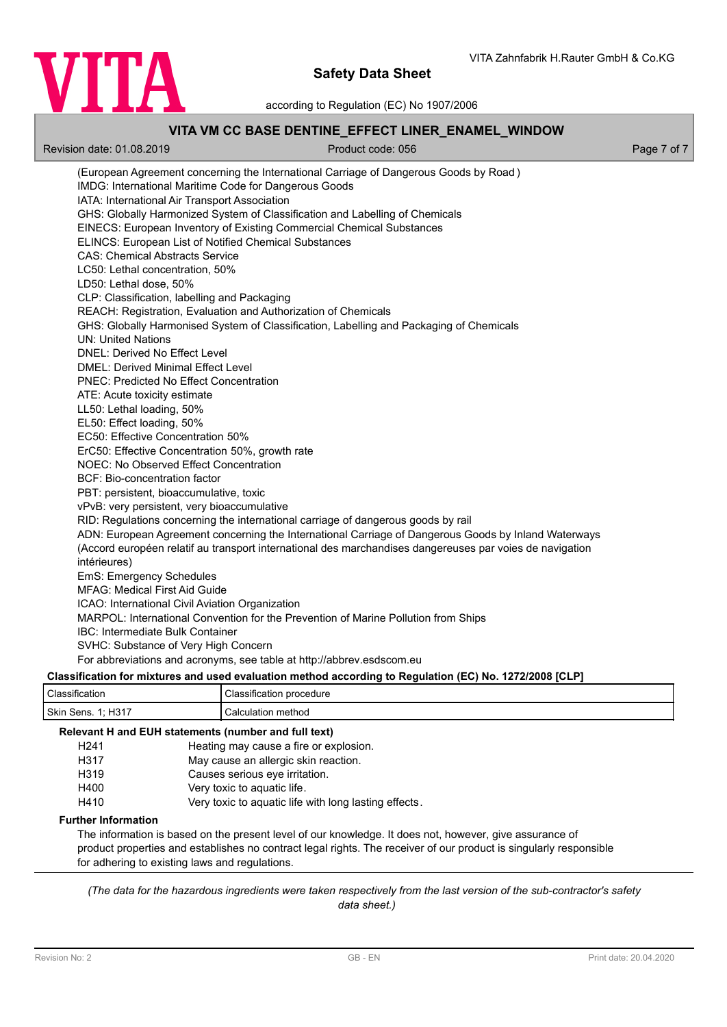(European Agreement concerning the International Carriage of Dangerous Goods by Road )
IMDG: International Maritime Code for Dangerous Goods
IATA: International Air Transport Association
GHS: Globally Harmonized System of Classification and Labelling of Chemicals
EINECS: European Inventory of Existing Commercial Chemical Substances
ELINCS: European List of Notified Chemical Substances
CAS: Chemical Abstracts Service
LC50: Lethal concentration, 50%
LD50: Lethal dose, 50%
CLP: Classification, labelling and Packaging
REACH: Registration, Evaluation and Authorization of Chemicals
GHS: Globally Harmonised System of Classification, Labelling and Packaging of Chemicals
UN: United Nations
DNEL: Derived No Effect Level
DMEL: Derived Minimal Effect Level
PNEC: Predicted No Effect Concentration
ATE: Acute toxicity estimate
LL50: Lethal loading, 50%
EL50: Effect loading, 50%
EC50: Effective Concentration 50%
ErC50: Effective Concentration 50%, growth rate
NOEC: No Observed Effect Concentration
BCF: Bio-concentration factor
PBT: persistent, bioaccumulative, toxic
vPvB: very persistent, very bioaccumulative
RID: Regulations concerning the international carriage of dangerous goods by rail
ADN: European Agreement concerning the International Carriage of Dangerous Goods by Inland Waterways (Accord européen relatif au transport international des marchandises dangereuses par voies de navigation intérieures)
EmS: Emergency Schedules
MFAG: Medical First Aid Guide
ICAO: International Civil Aviation Organization
MARPOL: International Convention for the Prevention of Marine Pollution from Ships
IBC: Intermediate Bulk Container
SVHC: Substance of Very High Concern
For abbreviations and acronyms, see table at http://abbrev.esdscom.eu

**Classification for mixtures and used evaluation method according to Regulation (EC) No. 1272/2008 [CLP]**

| Classification | Classification procedure |
|---|---|
| Skin Sens. 1; H317 | Calculation method |

**Relevant H and EUH statements (number and full text)**

| | |
|---|---|
| H241 | Heating may cause a fire or explosion. |
| H317 | May cause an allergic skin reaction. |
| H319 | Causes serious eye irritation. |
| H400 | Very toxic to aquatic life. |
| H410 | Very toxic to aquatic life with long lasting effects. |

**Further Information**

The information is based on the present level of our knowledge. It does not, however, give assurance of product properties and establishes no contract legal rights. The receiver of our product is singularly responsible for adhering to existing laws and regulations.

*(The data for the hazardous ingredients were taken respectively from the last version of the sub-contractor's safety data sheet.)*